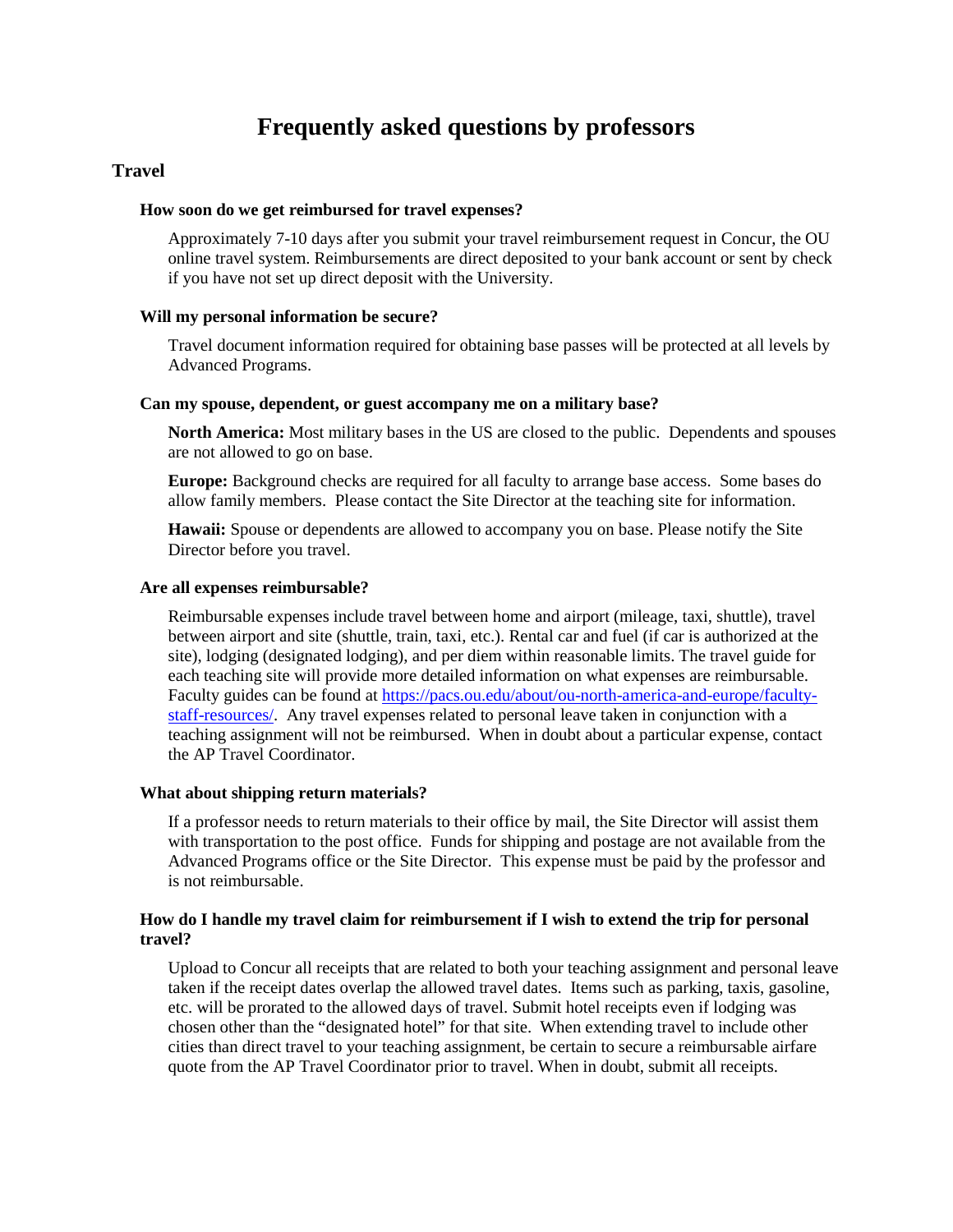# Frequently asked questions by professors

## Travel

### How soon do we get reimbursed for travel expenses?

Approximately 7-10 days after you submit your travel reimbursement request in Concur, the OU online travel system. Reimbursements are direct deposited to your bank account or sent by check if you have not set up direct deposit with the University.

### Will my personal information be secure?

Travel document information required for obtaining base passes will be protected at all levels by Advanced Programs.

### Can my spouse, dependent, or guest accompany me on a military base?

**North America:** Most military bases in the US are closed to the public. Dependents and spouses are not allowed to go on base.

**Europe:** Background checks are required for all faculty to arrange base access. Some bases do allow family members. Please contact the Site Director at the teaching site for information.

**Hawaii:** Spouse or dependents are allowed to accompany you on base. Please notify the Site Director before you travel.

### Are all expenses reimbursable?

Reimbursable expenses include travel between home and airport (mileage, taxi, shuttle), travel between airport and site (shuttle, train, taxi, etc.). Rental car and fuel (if car is authorized at the site), lodging (designated lodging), and per diem within reasonable limits. The travel guide for each teaching site will provide more detailed information on what expenses are reimbursable. Faculty guides can be found at [https://pacs.ou.edu/about/ou-north-america-and-europe/faculty-staff-resources/](https://pacs.ou.edu/about/ou-north-america-and-europe/faculty-staff-resources/). Any travel expenses related to personal leave taken in conjunction with a teaching assignment will not be reimbursed. When in doubt about a particular expense, contact the AP Travel Coordinator.

### What about shipping return materials?

If a professor needs to return materials to their office by mail, the Site Director will assist them with transportation to the post office. Funds for shipping and postage are not available from the Advanced Programs office or the Site Director. This expense must be paid by the professor and is not reimbursable.

### How do I handle my travel claim for reimbursement if I wish to extend the trip for personal travel?

Upload to Concur all receipts that are related to both your teaching assignment and personal leave taken if the receipt dates overlap the allowed travel dates. Items such as parking, taxis, gasoline, etc. will be prorated to the allowed days of travel. Submit hotel receipts even if lodging was chosen other than the "designated hotel" for that site. When extending travel to include other cities than direct travel to your teaching assignment, be certain to secure a reimbursable airfare quote from the AP Travel Coordinator prior to travel. When in doubt, submit all receipts.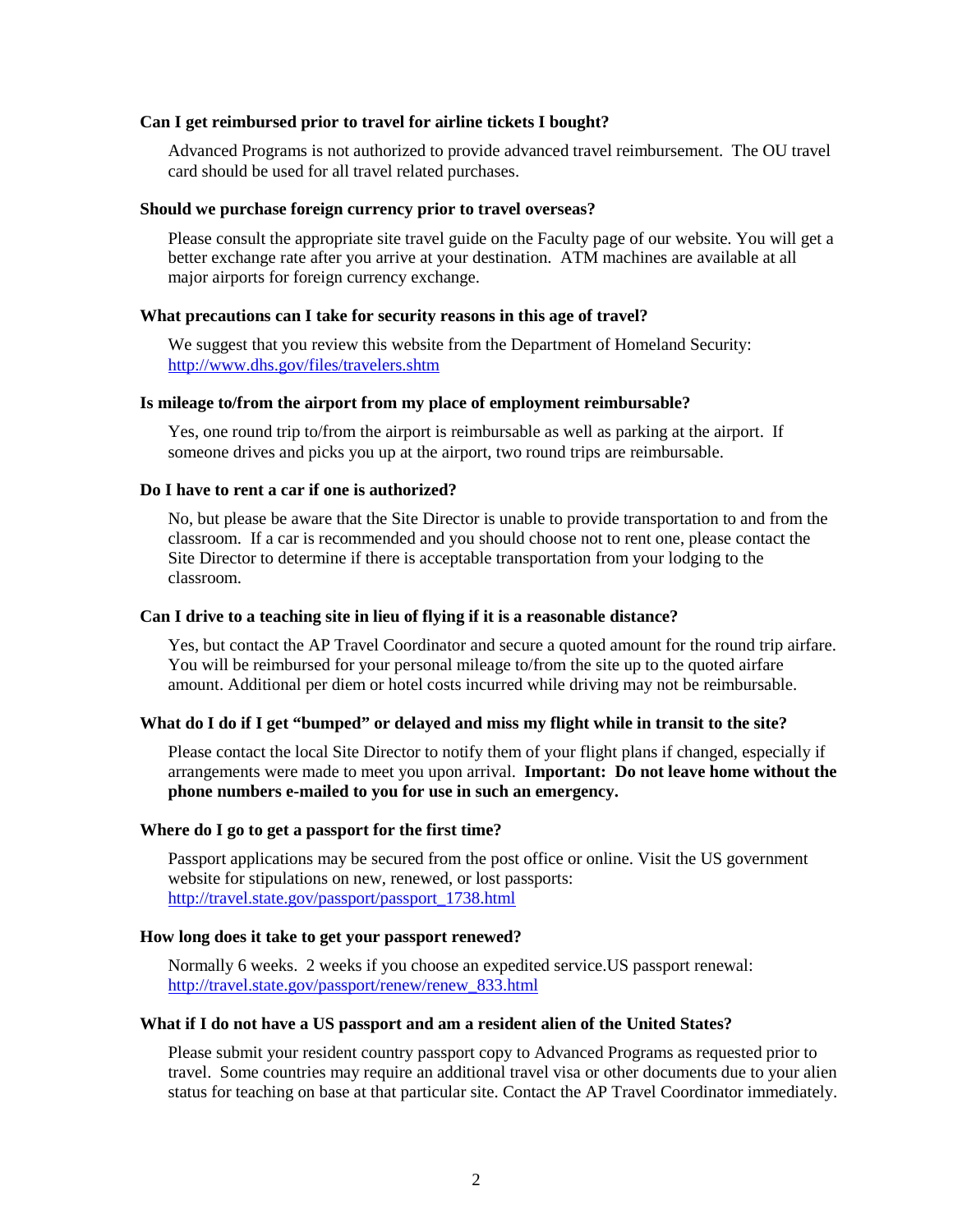**Can I get reimbursed prior to travel for airline tickets I bought?**

Advanced Programs is not authorized to provide advanced travel reimbursement. The OU travel card should be used for all travel related purchases.

**Should we purchase foreign currency prior to travel overseas?**

Please consult the appropriate site travel guide on the Faculty page of our website. You will get a better exchange rate after you arrive at your destination. ATM machines are available at all major airports for foreign currency exchange.

**What precautions can I take for security reasons in this age of travel?**

We suggest that you review this website from the Department of Homeland Security: http://www.dhs.gov/files/travelers.shtm

**Is mileage to/from the airport from my place of employment reimbursable?**

Yes, one round trip to/from the airport is reimbursable as well as parking at the airport. If someone drives and picks you up at the airport, two round trips are reimbursable.

**Do I have to rent a car if one is authorized?**

No, but please be aware that the Site Director is unable to provide transportation to and from the classroom. If a car is recommended and you should choose not to rent one, please contact the Site Director to determine if there is acceptable transportation from your lodging to the classroom.

**Can I drive to a teaching site in lieu of flying if it is a reasonable distance?**

Yes, but contact the AP Travel Coordinator and secure a quoted amount for the round trip airfare. You will be reimbursed for your personal mileage to/from the site up to the quoted airfare amount. Additional per diem or hotel costs incurred while driving may not be reimbursable.

**What do I do if I get "bumped" or delayed and miss my flight while in transit to the site?**

Please contact the local Site Director to notify them of your flight plans if changed, especially if arrangements were made to meet you upon arrival. **Important: Do not leave home without the phone numbers e-mailed to you for use in such an emergency.**

**Where do I go to get a passport for the first time?**

Passport applications may be secured from the post office or online. Visit the US government website for stipulations on new, renewed, or lost passports: http://travel.state.gov/passport/passport_1738.html

**How long does it take to get your passport renewed?**

Normally 6 weeks. 2 weeks if you choose an expedited service.US passport renewal: http://travel.state.gov/passport/renew/renew_833.html

**What if I do not have a US passport and am a resident alien of the United States?**

Please submit your resident country passport copy to Advanced Programs as requested prior to travel. Some countries may require an additional travel visa or other documents due to your alien status for teaching on base at that particular site. Contact the AP Travel Coordinator immediately.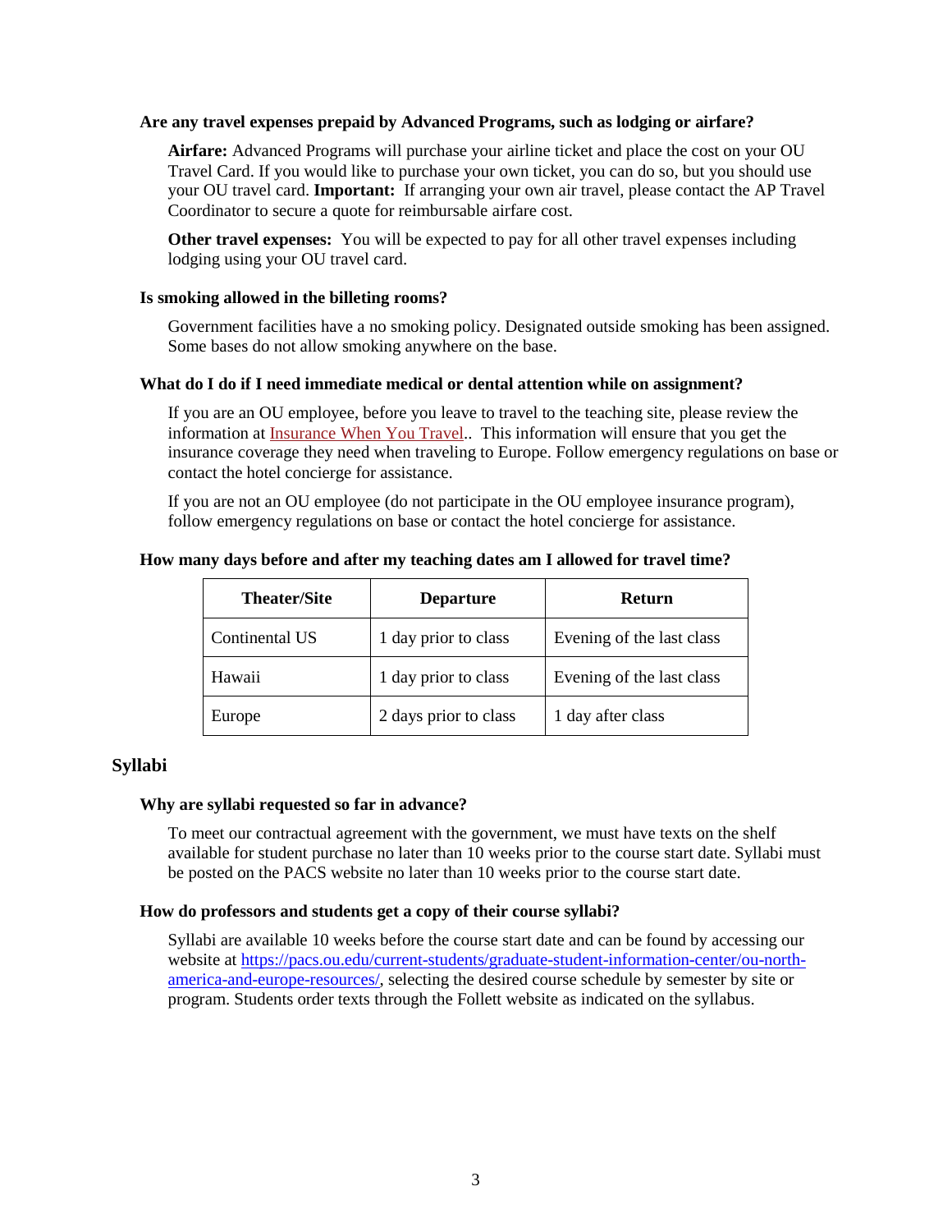### Are any travel expenses prepaid by Advanced Programs, such as lodging or airfare?

**Airfare:** Advanced Programs will purchase your airline ticket and place the cost on your OU Travel Card. If you would like to purchase your own ticket, you can do so, but you should use your OU travel card. **Important:** If arranging your own air travel, please contact the AP Travel Coordinator to secure a quote for reimbursable airfare cost.

**Other travel expenses:** You will be expected to pay for all other travel expenses including lodging using your OU travel card.

### Is smoking allowed in the billeting rooms?

Government facilities have a no smoking policy. Designated outside smoking has been assigned. Some bases do not allow smoking anywhere on the base.

### What do I do if I need immediate medical or dental attention while on assignment?

If you are an OU employee, before you leave to travel to the teaching site, please review the information at Insurance When You Travel.. This information will ensure that you get the insurance coverage they need when traveling to Europe. Follow emergency regulations on base or contact the hotel concierge for assistance.

If you are not an OU employee (do not participate in the OU employee insurance program), follow emergency regulations on base or contact the hotel concierge for assistance.

### How many days before and after my teaching dates am I allowed for travel time?

| Theater/Site | Departure | Return |
|---|---|---|
| Continental US | 1 day prior to class | Evening of the last class |
| Hawaii | 1 day prior to class | Evening of the last class |
| Europe | 2 days prior to class | 1 day after class |

## Syllabi

### Why are syllabi requested so far in advance?

To meet our contractual agreement with the government, we must have texts on the shelf available for student purchase no later than 10 weeks prior to the course start date. Syllabi must be posted on the PACS website no later than 10 weeks prior to the course start date.

### How do professors and students get a copy of their course syllabi?

Syllabi are available 10 weeks before the course start date and can be found by accessing our website at https://pacs.ou.edu/current-students/graduate-student-information-center/ou-north-america-and-europe-resources/, selecting the desired course schedule by semester by site or program. Students order texts through the Follett website as indicated on the syllabus.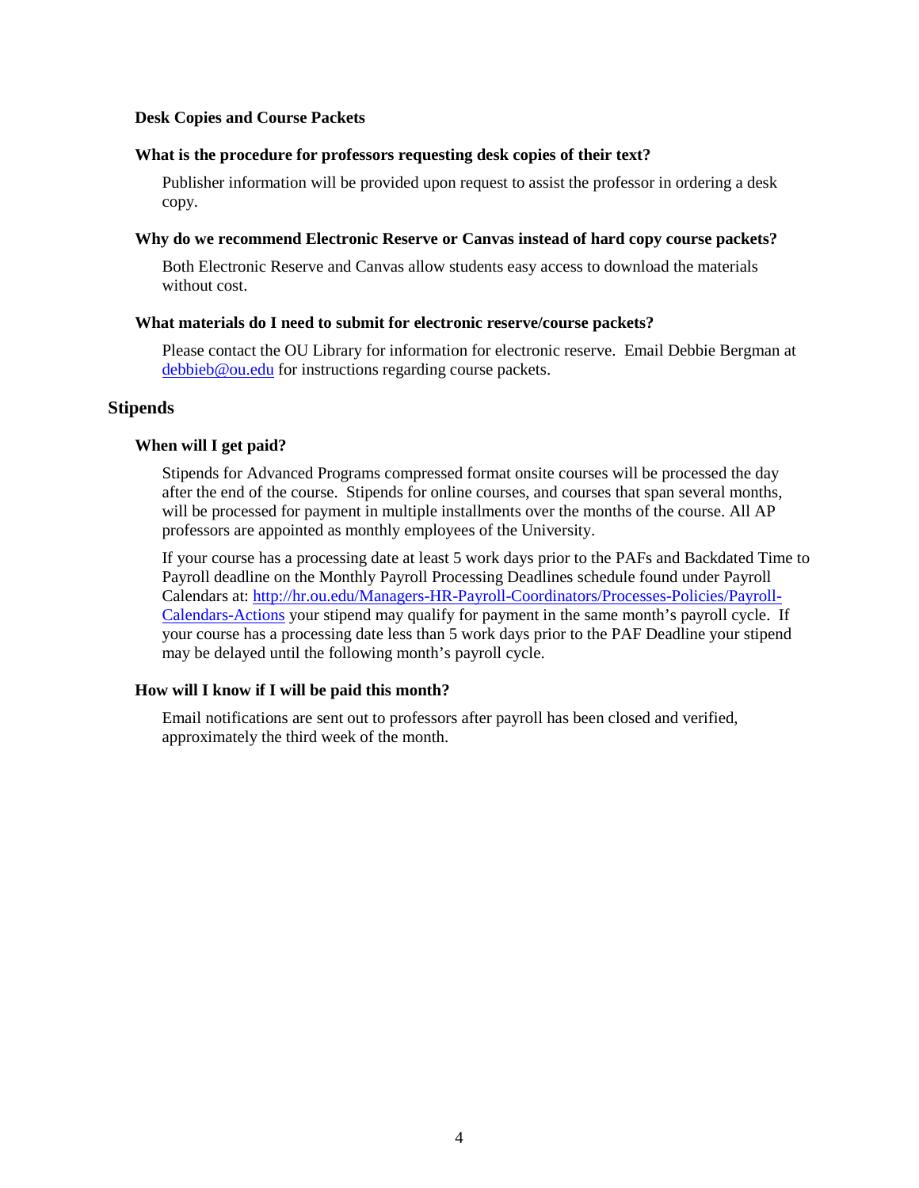### Desk Copies and Course Packets

#### What is the procedure for professors requesting desk copies of their text?

Publisher information will be provided upon request to assist the professor in ordering a desk copy.

#### Why do we recommend Electronic Reserve or Canvas instead of hard copy course packets?

Both Electronic Reserve and Canvas allow students easy access to download the materials without cost.

#### What materials do I need to submit for electronic reserve/course packets?

Please contact the OU Library for information for electronic reserve. Email Debbie Bergman at [debbieb@ou.edu](mailto:debbieb@ou.edu) for instructions regarding course packets.

## Stipends

#### When will I get paid?

Stipends for Advanced Programs compressed format onsite courses will be processed the day after the end of the course. Stipends for online courses, and courses that span several months, will be processed for payment in multiple installments over the months of the course. All AP professors are appointed as monthly employees of the University.

If your course has a processing date at least 5 work days prior to the PAFs and Backdated Time to Payroll deadline on the Monthly Payroll Processing Deadlines schedule found under Payroll Calendars at: [http://hr.ou.edu/Managers-HR-Payroll-Coordinators/Processes-Policies/Payroll-Calendars-Actions](http://hr.ou.edu/Managers-HR-Payroll-Coordinators/Processes-Policies/Payroll-Calendars-Actions) your stipend may qualify for payment in the same month's payroll cycle. If your course has a processing date less than 5 work days prior to the PAF Deadline your stipend may be delayed until the following month's payroll cycle.

#### How will I know if I will be paid this month?

Email notifications are sent out to professors after payroll has been closed and verified, approximately the third week of the month.